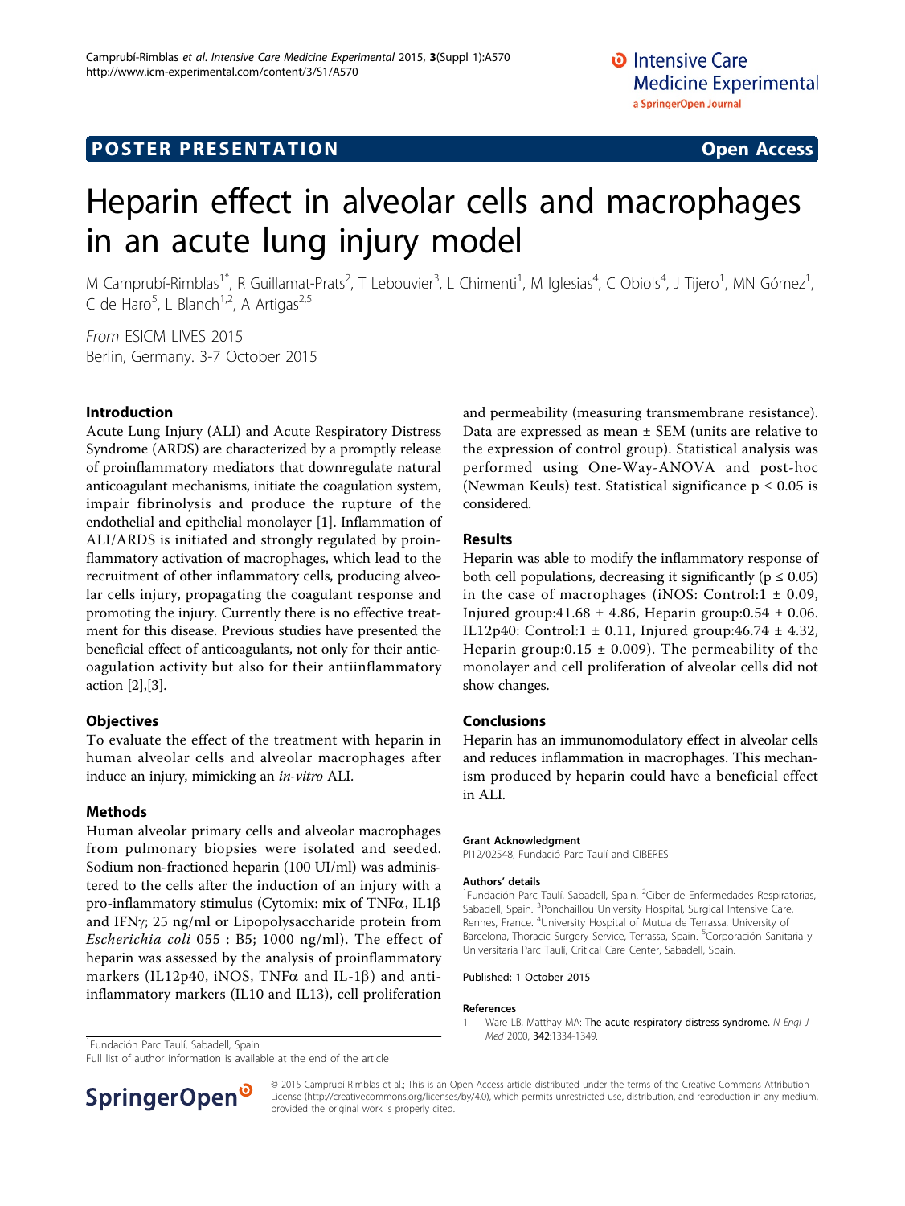POSTER PRESENTATION **Open Access**

# Heparin effect in alveolar cells and macrophages in an acute lung injury model

M Camprubí-Rimblas[1*], R Guillamat-Prats[2], T Lebouvier[3], L Chimenti[1], M Iglesias[4], C Obiols[4], J Tijero[1], MN Gómez[1], C de Haro[5], L Blanch[1,2], A Artigas[2,5]

*From* ESICM LIVES 2015
Berlin, Germany. 3-7 October 2015

## Introduction

Acute Lung Injury (ALI) and Acute Respiratory Distress Syndrome (ARDS) are characterized by a promptly release of proinflammatory mediators that downregulate natural anticoagulant mechanisms, initiate the coagulation system, impair fibrinolysis and produce the rupture of the endothelial and epithelial monolayer [1]. Inflammation of ALI/ARDS is initiated and strongly regulated by proinflammatory activation of macrophages, which lead to the recruitment of other inflammatory cells, producing alveolar cells injury, propagating the coagulant response and promoting the injury. Currently there is no effective treatment for this disease. Previous studies have presented the beneficial effect of anticoagulants, not only for their anticoagulation activity but also for their antiinflammatory action [2],[3].

## Objectives

To evaluate the effect of the treatment with heparin in human alveolar cells and alveolar macrophages after induce an injury, mimicking an *in-vitro* ALI.

## Methods

Human alveolar primary cells and alveolar macrophages from pulmonary biopsies were isolated and seeded. Sodium non-fractioned heparin (100 UI/ml) was administered to the cells after the induction of an injury with a pro-inflammatory stimulus (Cytomix: mix of TNFα, IL1β and IFNγ; 25 ng/ml or Lipopolysaccharide protein from *Escherichia coli* 055 : B5; 1000 ng/ml). The effect of heparin was assessed by the analysis of proinflammatory markers (IL12p40, iNOS, TNFα and IL-1β) and anti-inflammatory markers (IL10 and IL13), cell proliferation and permeability (measuring transmembrane resistance). Data are expressed as mean ± SEM (units are relative to the expression of control group). Statistical analysis was performed using One-Way-ANOVA and post-hoc (Newman Keuls) test. Statistical significance $p \leq 0.05$ is considered.

## Results

Heparin was able to modify the inflammatory response of both cell populations, decreasing it significantly ($p \leq 0.05$) in the case of macrophages (iNOS: Control:1 ± 0.09, Injured group:41.68 ± 4.86, Heparin group:0.54 ± 0.06. IL12p40: Control:1 ± 0.11, Injured group:46.74 ± 4.32, Heparin group:0.15 ± 0.009). The permeability of the monolayer and cell proliferation of alveolar cells did not show changes.

## Conclusions

Heparin has an immunomodulatory effect in alveolar cells and reduces inflammation in macrophages. This mechanism produced by heparin could have a beneficial effect in ALI.

**Grant Acknowledgment**

PI12/02548, Fundació Parc Taulí and CIBERES

**Authors' details**

[1]Fundación Parc Taulí, Sabadell, Spain. [2]Ciber de Enfermedades Respiratorias, Sabadell, Spain. [3]Ponchaillou University Hospital, Surgical Intensive Care, Rennes, France. [4]University Hospital of Mutua de Terrassa, University of Barcelona, Thoracic Surgery Service, Terrassa, Spain. [5]Corporación Sanitaria y Universitaria Parc Taulí, Critical Care Center, Sabadell, Spain.

Published: 1 October 2015

**References**

1. Ware LB, Matthay MA: The acute respiratory distress syndrome. *N Engl J Med* 2000, **342**:1334-1349.

[1]Fundación Parc Taulí, Sabadell, Spain
Full list of author information is available at the end of the article

© 2015 Camprubí-Rimblas et al.; This is an Open Access article distributed under the terms of the Creative Commons Attribution License (http://creativecommons.org/licenses/by/4.0), which permits unrestricted use, distribution, and reproduction in any medium, provided the original work is properly cited.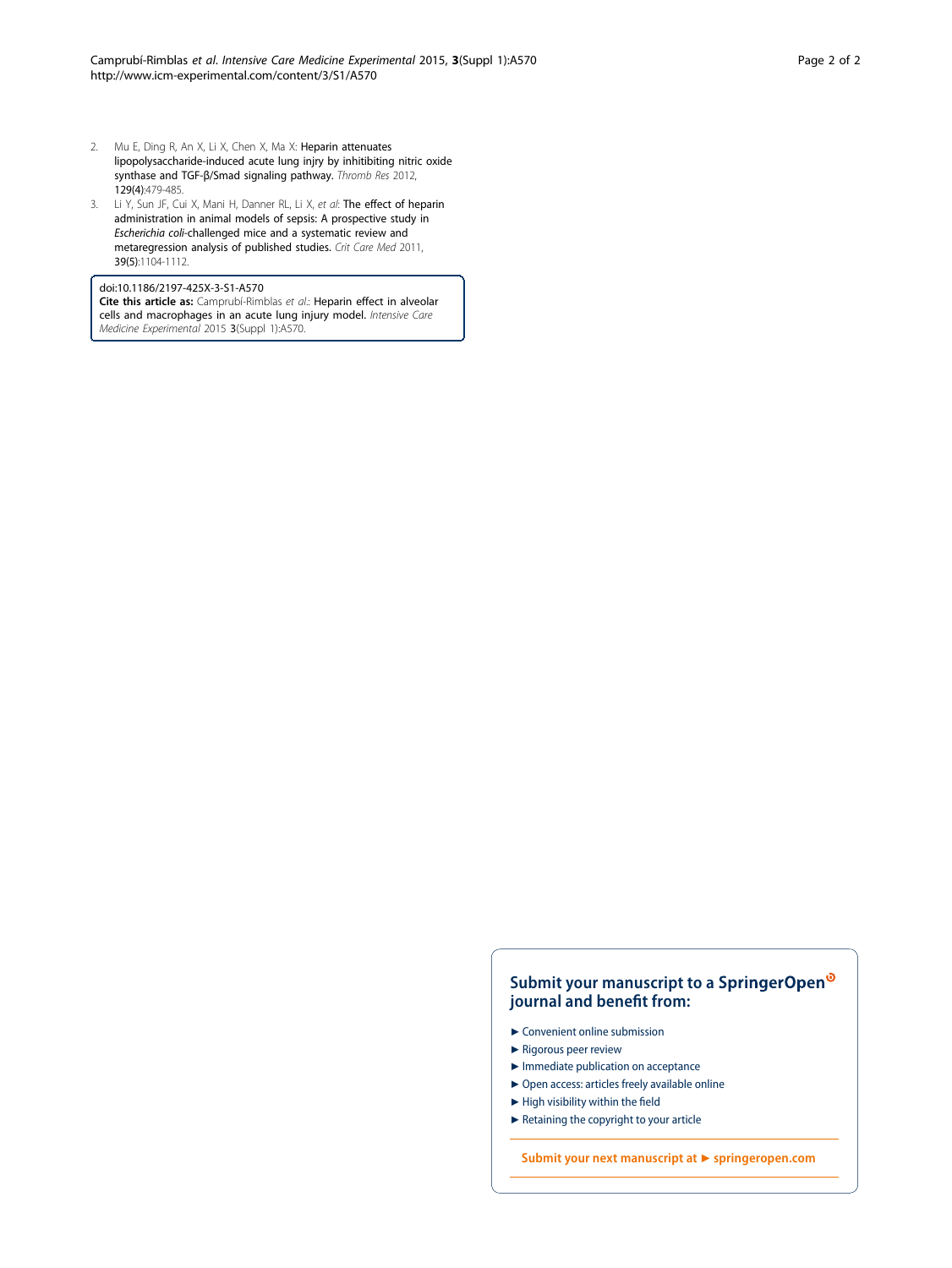2. Mu E, Ding R, An X, Li X, Chen X, Ma X: **Heparin attenuates lipopolysaccharide-induced acute lung injry by inhitibiting nitric oxide synthase and TGF-β/Smad signaling pathway.** *Thromb Res* 2012, **129(4)**:479-485.
3. Li Y, Sun JF, Cui X, Mani H, Danner RL, Li X, *et al*: **The effect of heparin administration in animal models of sepsis: A prospective study in *Escherichia coli*-challenged mice and a systematic review and metaregression analysis of published studies.** *Crit Care Med* 2011, **39(5)**:1104-1112.

doi:10.1186/2197-425X-3-S1-A570
**Cite this article as:** Camprubí-Rimblas *et al.*: **Heparin effect in alveolar cells and macrophages in an acute lung injury model.** *Intensive Care Medicine Experimental* 2015 **3**(Suppl 1):A570.

**Submit your manuscript to a SpringerOpen journal and benefit from:**

- ► Convenient online submission
- ► Rigorous peer review
- ► Immediate publication on acceptance
- ► Open access: articles freely available online
- ► High visibility within the field
- ► Retaining the copyright to your article

**Submit your next manuscript at ► springeropen.com**